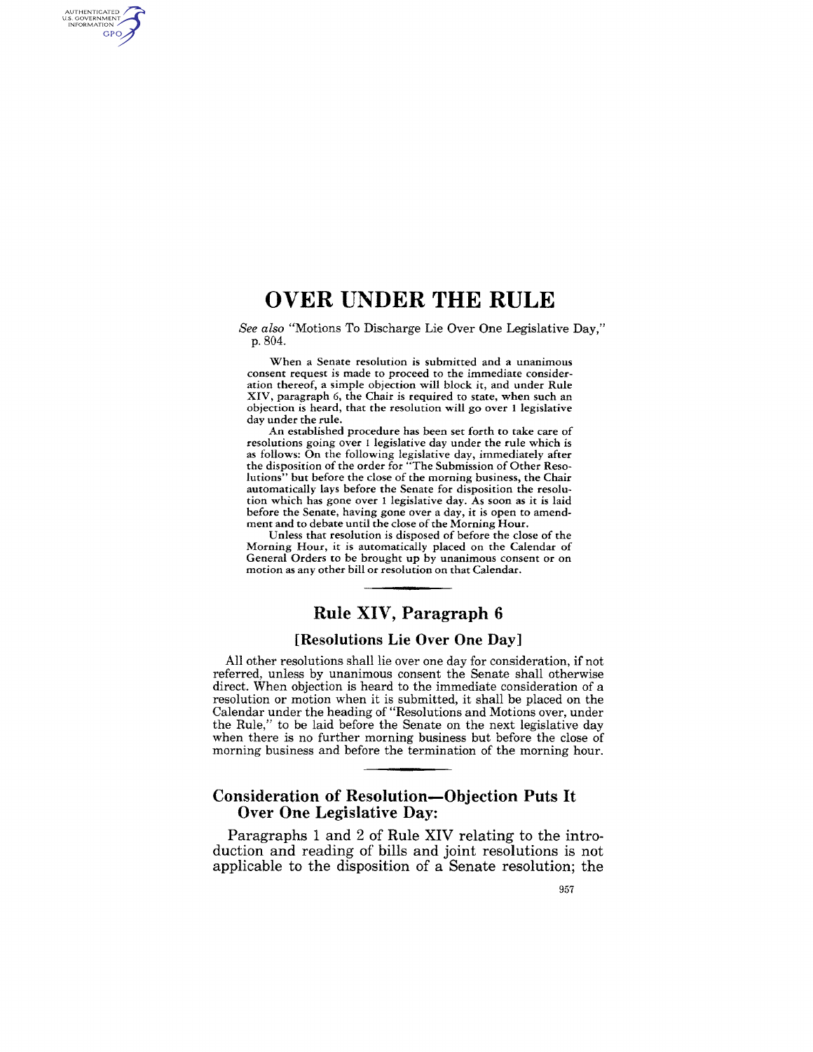# OVER UNDER THE RULE

*See also* "Motions To Discharge Lie Over One Legislative Day," p. 804.

When a Senate resolution is submitted and a unanimous consent request is made to proceed to the immediate consideration thereof, a simple objection will block it, and under Rule XIV, paragraph 6, the Chair is required to state, when such an objection is heard, that the resolution will go over 1 legislative day under the rule.

An established procedure has been set forth to take care of resolutions going over 1 legislative day under the rule which is as follows: On the following legislative day, immediately after the disposition of the order for "The Submission of Other Resolutions" but before the close of the morning business, the Chair automatically lays before the Senate for disposition the resolution which has gone over 1 legislative day. As soon as it is laid before the Senate, having gone over a day, it is open to amendment and to debate until the close of the Morning Hour.

Unless that resolution is disposed of before the close of the Morning Hour, it is automatically placed on the Calendar of General Orders to be brought up by unanimous consent or on motion as any other bill or resolution on that Calendar.

## Rule XIV, Paragraph 6

### [Resolutions Lie Over One Day]

All other resolutions shall lie over one day for consideration, if not referred, unless by unanimous consent the Senate shall otherwise direct. When objection is heard to the immediate consideration of a resolution or motion when it is submitted, it shall be placed on the Calendar under the heading of "Resolutions and Motions over, under the Rule," to be laid before the Senate on the next legislative day when there is no further morning business but before the close of morning business and before the termination of the morning hour.

## Consideration of Resolution—Objection Puts It Over One Legislative Day:

Paragraphs 1 and 2 of Rule XIV relating to the introduction and reading of bills and joint resolutions is not applicable to the disposition of a Senate resolution; the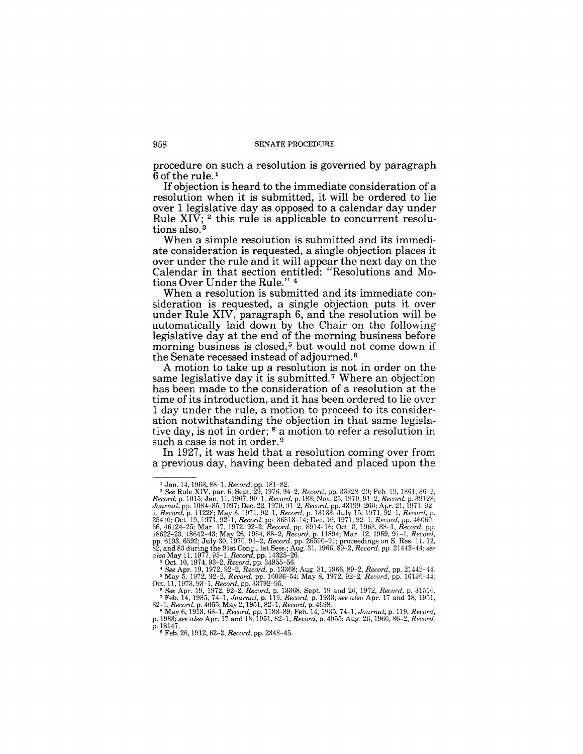procedure on such a resolution is governed by paragraph 6 of the rule.[1]

If objection is heard to the immediate consideration of a resolution when it is submitted, it will be ordered to lie over 1 legislative day as opposed to a calendar day under Rule XIV; [2] this rule is applicable to concurrent resolutions also.[3]

When a simple resolution is submitted and its immediate consideration is requested, a single objection places it over under the rule and it will appear the next day on the Calendar in that section entitled: "Resolutions and Motions Over Under the Rule." [4]

When a resolution is submitted and its immediate consideration is requested, a single objection puts it over under Rule XIV, paragraph 6, and the resolution will be automatically laid down by the Chair on the following legislative day at the end of the morning business before morning business is closed,[5] but would not come down if the Senate recessed instead of adjourned.[6]

A motion to take up a resolution is not in order on the same legislative day it is submitted.[7] Where an objection has been made to the consideration of a resolution at the time of its introduction, and it has been ordered to lie over 1 day under the rule, a motion to proceed to its consideration notwithstanding the objection in that same legislative day, is not in order; [8] a motion to refer a resolution in such a case is not in order.[9]

In 1927, it was held that a resolution coming over from a previous day, having been debated and placed upon the

---

[1] Jan. 14, 1963, 88-1, *Record*, pp. 181-82.

[2] *See* Rule XIV, par. 6; Sept. 29, 1976, 94-2, *Record*, pp. 33328-29; Feb. 19, 1861, 36-2, *Record*, p. 1015; Jan. 11, 1967, 90-1, *Record*, p. 183; Nov. 25, 1970, 91-2, *Record*, p. 39128; *Journal*, pp. 1084-85, 1097; Dec. 22, 1970, 91-2, *Record*, pp. 43199-200; Apr. 21, 1971, 92-1, *Record*, p. 11228; May 3, 1971, 92-1, *Record*, p. 13133; July 15, 1971, 92-1, *Record*, p. 25410; Oct. 19, 1971, 92-1, *Record*, pp. 36813-14; Dec. 10, 1971, 92-1, *Record*, pp. 46060-66, 46124-25; Mar. 17, 1972, 92-2, *Record*, pp. 8914-16; Oct. 3, 1963, 88-1, *Record*, pp. 18622-23, 18642-43; May 26, 1964, 88-2, *Record*, p. 11894; Mar. 12, 1969, 91-1, *Record*, pp. 6193, 6592; July 30, 1970, 91-2, *Record*, pp. 26590-91; proceedings on S. Res. 11, 12, 82, and 83 during the 91st Cong., 1st Sess.; Aug. 31, 1966, 89-2, *Record*, pp. 21442-44; *see also* May 11, 1977, 95-1, *Record*, pp. 14325-26.

[3] Oct. 10, 1974, 93-2, *Record*, pp. 34955-56.

[4] *See* Apr. 19, 1972, 92-2, *Record*, p. 13368; Aug. 31, 1966, 89-2, *Record*, pp. 21442-44.

[5] May 5, 1972, 92-2, *Record*, pp. 16036-54; May 8, 1972, 92-2, *Record*, pp. 16136-44; Oct. 11, 1973, 93-1, *Record*, pp. 33792-95.

[6] *See* Apr. 19, 1972, 92-2, *Record*, p. 13368; Sept. 19 and 20, 1972, *Record*, p. 31516.

[7] Feb. 14, 1935, 74-1, *Journal*, p. 119, *Record*, p. 1933; *see also* Apr. 17 and 18, 1951, 82-1, *Record*, p. 4055; May 2, 1951, 82-1, *Record*, p. 4698.

[8] May 6, 1913, 63-1, *Record*, pp. 1188-89; Feb. 14, 1935, 74-1, *Journal*, p. 119, *Record*, p. 1933; *see also* Apr. 17 and 18, 1951, 82-1, *Record*, p. 4055; Aug. 26, 1960, 86-2, *Record*, p. 18147.

[9] Feb. 26, 1912, 62-2, *Record*, pp. 2343-45.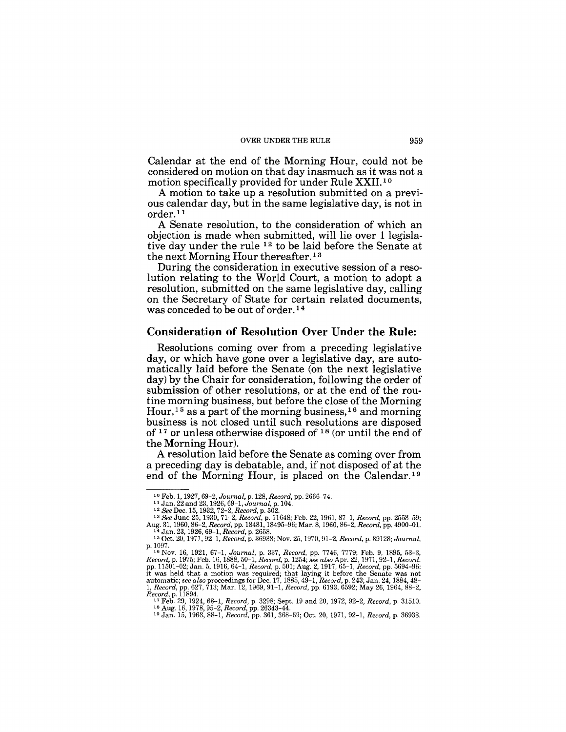Calendar at the end of the Morning Hour, could not be considered on motion on that day inasmuch as it was not a motion specifically provided for under Rule XXII.[10]

A motion to take up a resolution submitted on a previous calendar day, but in the same legislative day, is not in order.[11]

A Senate resolution, to the consideration of which an objection is made when submitted, will lie over 1 legislative day under the rule [12] to be laid before the Senate at the next Morning Hour thereafter.[13]

During the consideration in executive session of a resolution relating to the World Court, a motion to adopt a resolution, submitted on the same legislative day, calling on the Secretary of State for certain related documents, was conceded to be out of order.[14]

## Consideration of Resolution Over Under the Rule:

Resolutions coming over from a preceding legislative day, or which have gone over a legislative day, are automatically laid before the Senate (on the next legislative day) by the Chair for consideration, following the order of submission of other resolutions, or at the end of the routine morning business, but before the close of the Morning Hour,[15] as a part of the morning business,[16] and morning business is not closed until such resolutions are disposed of [17] or unless otherwise disposed of [18] (or until the end of the Morning Hour).

A resolution laid before the Senate as coming over from a preceding day is debatable, and, if not disposed of at the end of the Morning Hour, is placed on the Calendar.[19]

---

[10] Feb. 1, 1927, 69-2, *Journal*, p. 128, *Record*, pp. 2666-74.

[11] Jan. 22 and 23, 1926, 69-1, *Journal*, p. 104.

[12] *See* Dec. 15, 1932, 72-2, *Record*, p. 502.

[13] *See* June 25, 1930, 71-2, *Record*, p. 11648; Feb. 22, 1961, 87-1, *Record*, pp. 2558-59; Aug. 31, 1960, 86-2, *Record*, pp. 18481, 18495-96; Mar. 8, 1960, 86-2, *Record*, pp. 4900-01.

[14] Jan. 23, 1926, 69-1, *Record*, p. 2658.

[15] Oct. 20, 1971, 92-1, *Record*, p. 36938; Nov. 25, 1970, 91-2, *Record*, p. 39128; *Journal*, p. 1097.

[16] Nov. 16, 1921, 67-1, *Journal*, p. 337, *Record*, pp. 7746, 7779; Feb. 9, 1895, 53-3, *Record*, p. 1975; Feb. 16, 1888, 50-1, *Record*, p. 1254; *see also* Apr. 22, 1971, 92-1, *Record*. pp. 11501-02; Jan. 5, 1916, 64-1, *Record*, p. 501; Aug. 2, 1917, 65-1, *Record*, pp. 5694-96: it was held that a motion was required; that laying it before the Senate was not automatic; *see also* proceedings for Dec. 17, 1885, 49-1, *Record*, p. 243; Jan. 24, 1884, 48-1, *Record*, pp. 627, 713; Mar. 12, 1969, 91-1, *Record*, pp. 6193, 6592; May 26, 1964, 88-2, *Record*, p. 11894.

[17] Feb. 29, 1924, 68-1, *Record*, p. 3298; Sept. 19 and 20, 1972, 92-2, *Record*, p. 31510.

[18] Aug. 16, 1978, 95-2, *Record*, pp. 26343-44.

[19] Jan. 15, 1963, 88-1, *Record*, pp. 361, 368-69; Oct. 20, 1971, 92-1, *Record*, p. 36938.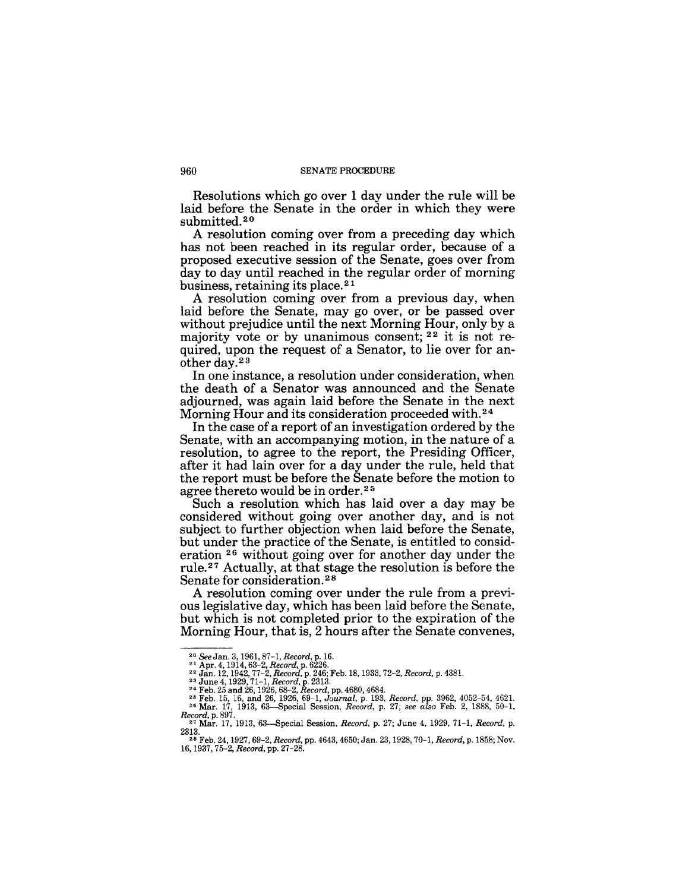Resolutions which go over 1 day under the rule will be laid before the Senate in the order in which they were submitted.[20]

A resolution coming over from a preceding day which has not been reached in its regular order, because of a proposed executive session of the Senate, goes over from day to day until reached in the regular order of morning business, retaining its place.[21]

A resolution coming over from a previous day, when laid before the Senate, may go over, or be passed over without prejudice until the next Morning Hour, only by a majority vote or by unanimous consent; [22] it is not required, upon the request of a Senator, to lie over for another day.[23]

In one instance, a resolution under consideration, when the death of a Senator was announced and the Senate adjourned, was again laid before the Senate in the next Morning Hour and its consideration proceeded with.[24]

In the case of a report of an investigation ordered by the Senate, with an accompanying motion, in the nature of a resolution, to agree to the report, the Presiding Officer, after it had lain over for a day under the rule, held that the report must be before the Senate before the motion to agree thereto would be in order.[25]

Such a resolution which has laid over a day may be considered without going over another day, and is not subject to further objection when laid before the Senate, but under the practice of the Senate, is entitled to consideration [26] without going over for another day under the rule.[27] Actually, at that stage the resolution is before the Senate for consideration.[28]

A resolution coming over under the rule from a previous legislative day, which has been laid before the Senate, but which is not completed prior to the expiration of the Morning Hour, that is, 2 hours after the Senate convenes,

---

[20] *See* Jan. 3, 1961, 87–1, *Record*, p. 16.

[21] Apr. 4, 1914, 63–2, *Record*, p. 6226.

[22] Jan. 12, 1942, 77–2, *Record*, p. 246; Feb. 18, 1933, 72–2, *Record*, p. 4381.

[23] June 4, 1929, 71–1, *Record*, p. 2313.

[24] Feb. 25 and 26, 1926, 68–2, *Record*, pp. 4680, 4684.

[25] Feb. 15, 16, and 26, 1926, 69–1, *Journal*, p. 193, *Record*, pp. 3962, 4052–54, 4621.

[26] Mar. 17, 1913, 63—Special Session, *Record*, p. 27; *see also* Feb. 2, 1888, 50–1, *Record*, p. 897.

[27] Mar. 17, 1913, 63—Special Session, *Record*, p. 27; June 4, 1929, 71–1, *Record*, p. 2313.

[28] Feb. 24, 1927, 69–2, *Record*, pp. 4643, 4650; Jan. 23, 1928, 70–1, *Record*, p. 1858; Nov. 16, 1937, 75–2, *Record*, pp. 27–28.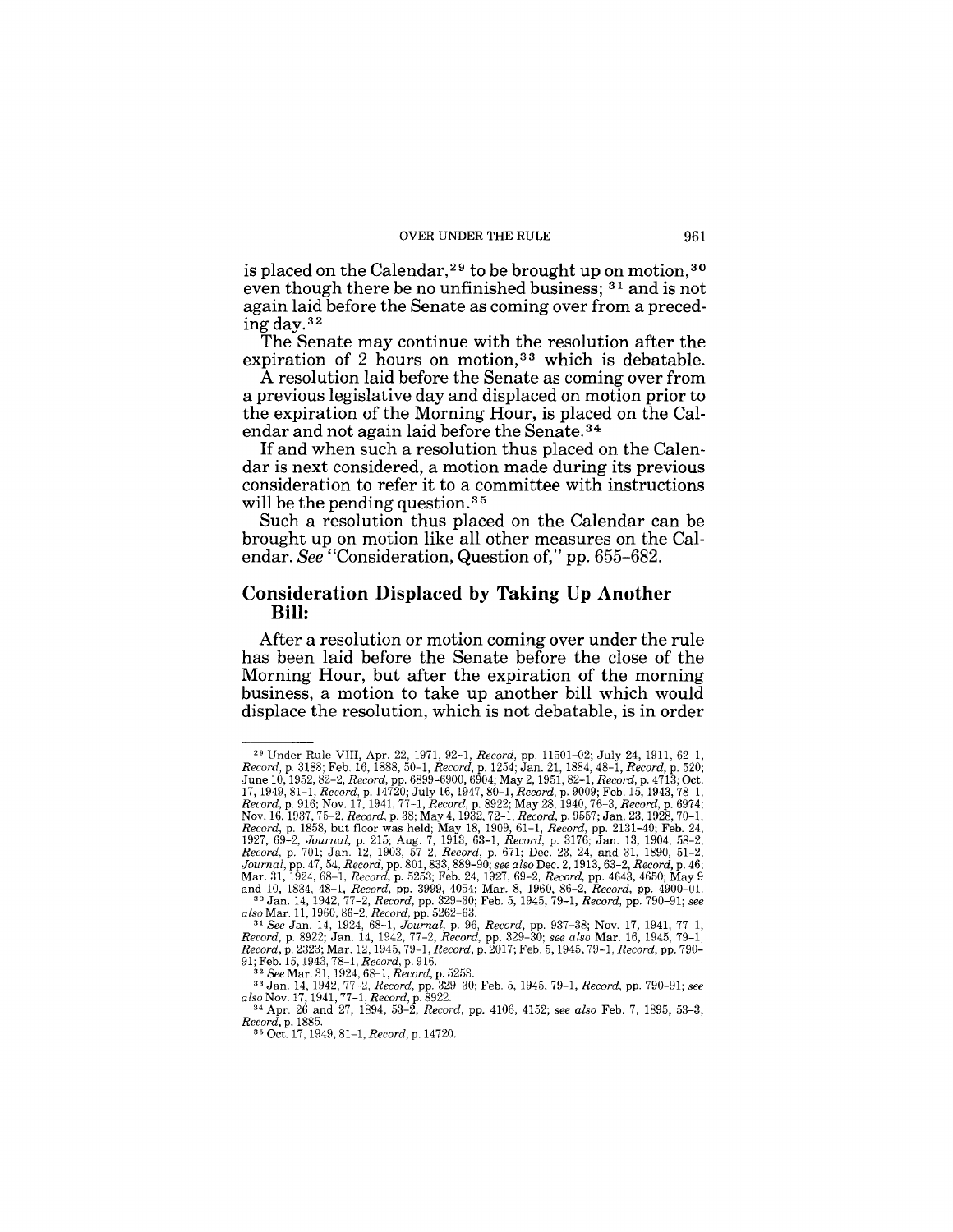is placed on the Calendar,[29] to be brought up on motion,[30] even though there be no unfinished business; [31] and is not again laid before the Senate as coming over from a preceding day.[32]

The Senate may continue with the resolution after the expiration of 2 hours on motion,[33] which is debatable.

A resolution laid before the Senate as coming over from a previous legislative day and displaced on motion prior to the expiration of the Morning Hour, is placed on the Calendar and not again laid before the Senate.[34]

If and when such a resolution thus placed on the Calendar is next considered, a motion made during its previous consideration to refer it to a committee with instructions will be the pending question.[35]

Such a resolution thus placed on the Calendar can be brought up on motion like all other measures on the Calendar. *See* "Consideration, Question of," pp. 655–682.

## Consideration Displaced by Taking Up Another Bill:

After a resolution or motion coming over under the rule has been laid before the Senate before the close of the Morning Hour, but after the expiration of the morning business, a motion to take up another bill which would displace the resolution, which is not debatable, is in order

---

[29] Under Rule VIII, Apr. 22, 1971, 92–1, *Record*, pp. 11501–02; July 24, 1911, 62–1, *Record*, p. 3188; Feb. 16, 1888, 50–1, *Record*, p. 1254; Jan. 21, 1884, 48–1, *Record*, p. 520; June 10, 1952, 82–2, *Record*, pp. 6899–6900, 6904; May 2, 1951, 82–1, *Record*, p. 4713; Oct. 17, 1949, 81–1, *Record*, p. 14720; July 16, 1947, 80–1, *Record*, p. 9009; Feb. 15, 1943, 78–1, *Record*, p. 916; Nov. 17, 1941, 77–1, *Record*, p. 8922; May 28, 1940, 76–3, *Record*, p. 6974; Nov. 16, 1937, 75–2, *Record*, p. 38; May 4, 1932, 72–1, *Record*, p. 9557; Jan. 23, 1928, 70–1, *Record*, p. 1858, but floor was held; May 18, 1909, 61–1, *Record*, pp. 2131–40; Feb. 24, 1927, 69–2, *Journal*, p. 215; Aug. 7, 1913, 63–1, *Record*, p. 3176; Jan. 13, 1904, 58–2, *Record*, p. 701; Jan. 12, 1903, 57–2, *Record*, p. 671; Dec. 23, 24, and 31, 1890, 51–2, *Journal*, pp. 47, 54, *Record*, pp. 801, 833, 889–90; *see also* Dec. 2, 1913, 63–2, *Record*, p. 46; Mar. 31, 1924, 68–1, *Record*, p. 5253; Feb. 24, 1927, 69–2, *Record*, pp. 4643, 4650; May 9 and 10, 1884, 48–1, *Record*, pp. 3999, 4054; Mar. 8, 1960, 86–2, *Record*, pp. 4900–01.

[30] Jan. 14, 1942, 77–2, *Record*, pp. 329–30; Feb. 5, 1945, 79–1, *Record*, pp. 790–91; *see also* Mar. 11, 1960, 86–2, *Record*, pp. 5262–63.

[31] *See* Jan. 14, 1924, 68–1, *Journal*, p. 96, *Record*, pp. 937–38; Nov. 17, 1941, 77–1, *Record*, p. 8922; Jan. 14, 1942, 77–2, *Record*, pp. 329–30; *see also* Mar. 16, 1945, 79–1, *Record*, p. 2323; Mar. 12, 1945, 79–1, *Record*, p. 2017; Feb. 5, 1945, 79–1, *Record*, pp. 790–91; Feb. 15, 1943, 78–1, *Record*, p. 916.

[32] *See* Mar. 31, 1924, 68–1, *Record*, p. 5253.

[33] Jan. 14, 1942, 77–2, *Record*, pp. 329–30; Feb. 5, 1945, 79–1, *Record*, pp. 790–91; *see also* Nov. 17, 1941, 77–1, *Record*, p. 8922.

[34] Apr. 26 and 27, 1894, 53–2, *Record*, pp. 4106, 4152; *see also* Feb. 7, 1895, 53–3, *Record*, p. 1885.

[35] Oct. 17, 1949, 81–1, *Record*, p. 14720.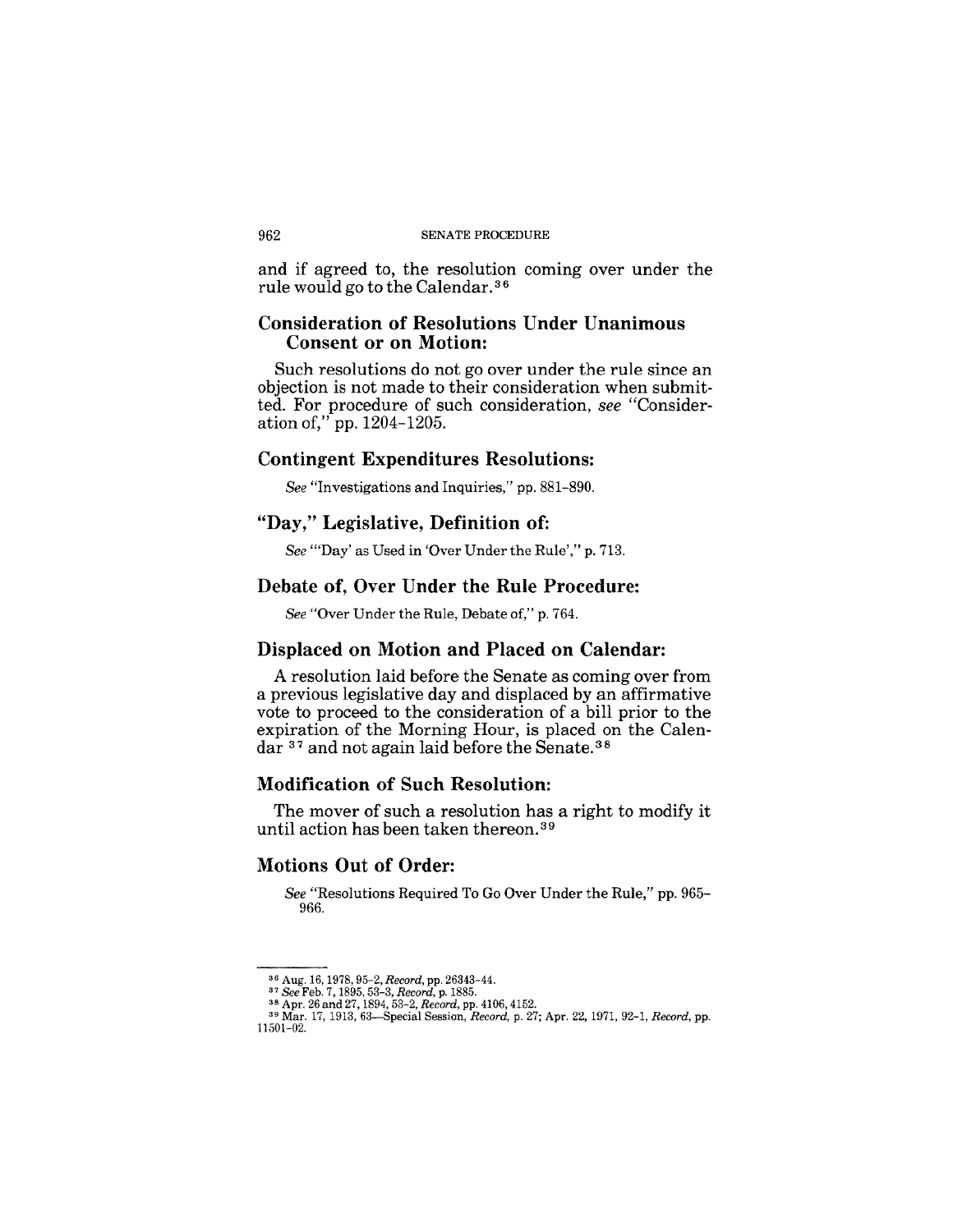and if agreed to, the resolution coming over under the rule would go to the Calendar.[36]

### Consideration of Resolutions Under Unanimous Consent or on Motion:

Such resolutions do not go over under the rule since an objection is not made to their consideration when submitted. For procedure of such consideration, *see* "Consideration of," pp. 1204–1205.

### Contingent Expenditures Resolutions:

*See* "Investigations and Inquiries," pp. 881–890.

### "Day," Legislative, Definition of:

*See* "'Day' as Used in 'Over Under the Rule'," p. 713.

### Debate of, Over Under the Rule Procedure:

*See* "Over Under the Rule, Debate of," p. 764.

### Displaced on Motion and Placed on Calendar:

A resolution laid before the Senate as coming over from a previous legislative day and displaced by an affirmative vote to proceed to the consideration of a bill prior to the expiration of the Morning Hour, is placed on the Calendar [37] and not again laid before the Senate.[38]

### Modification of Such Resolution:

The mover of such a resolution has a right to modify it until action has been taken thereon.[39]

### Motions Out of Order:

*See* "Resolutions Required To Go Over Under the Rule," pp. 965–966.

---

[36] Aug. 16, 1978, 95–2, *Record*, pp. 26343–44.

[37] *See* Feb. 7, 1895, 53–3, *Record*, p. 1885.

[38] Apr. 26 and 27, 1894, 53–2, *Record*, pp. 4106, 4152.

[39] Mar. 17, 1913, 63—Special Session, *Record*, p. 27; Apr. 22, 1971, 92–1, *Record*, pp. 11501–02.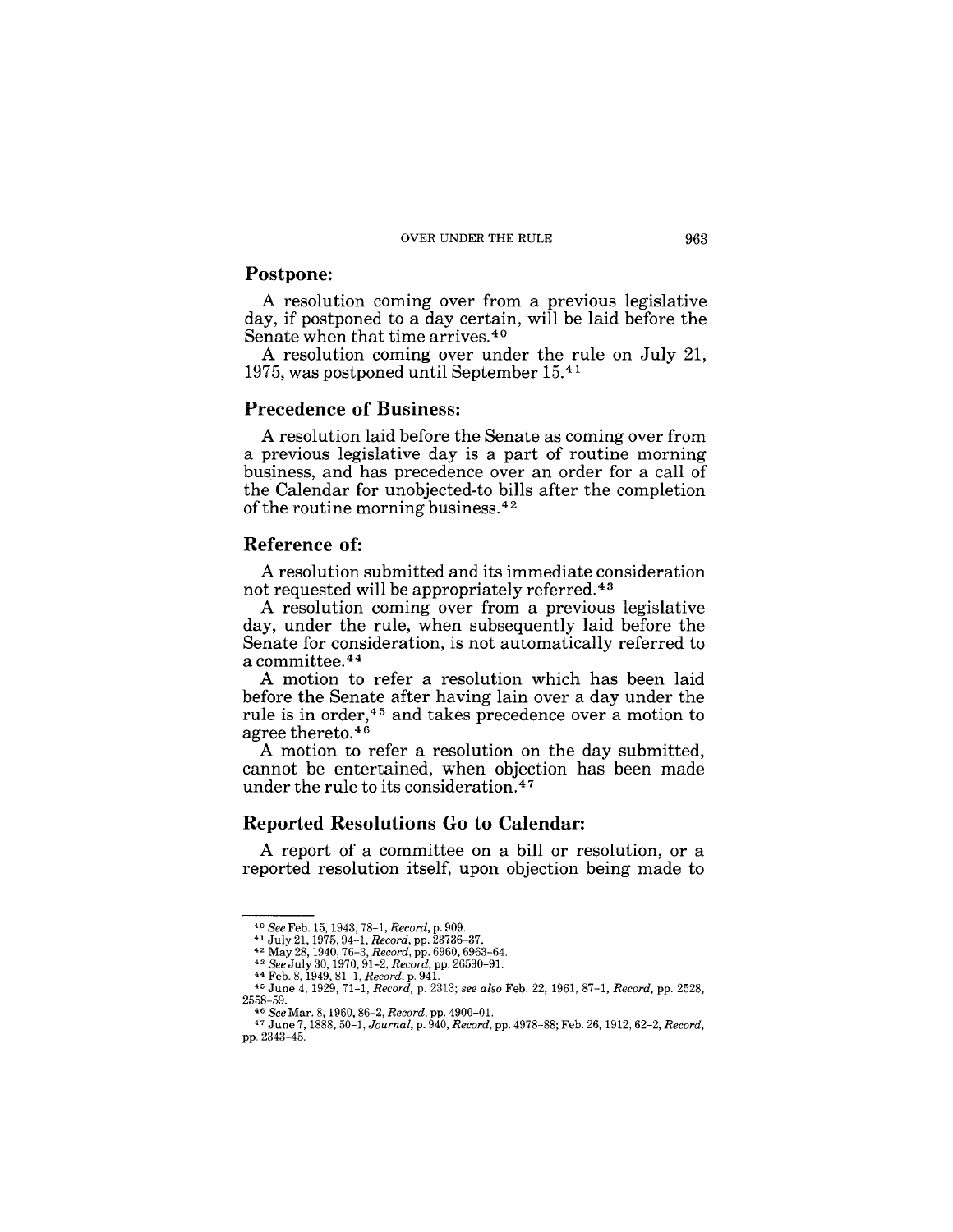## Postpone:

A resolution coming over from a previous legislative day, if postponed to a day certain, will be laid before the Senate when that time arrives.[40]

A resolution coming over under the rule on July 21, 1975, was postponed until September 15.[41]

## Precedence of Business:

A resolution laid before the Senate as coming over from a previous legislative day is a part of routine morning business, and has precedence over an order for a call of the Calendar for unobjected-to bills after the completion of the routine morning business.[42]

## Reference of:

A resolution submitted and its immediate consideration not requested will be appropriately referred.[43]

A resolution coming over from a previous legislative day, under the rule, when subsequently laid before the Senate for consideration, is not automatically referred to a committee.[44]

A motion to refer a resolution which has been laid before the Senate after having lain over a day under the rule is in order,[45] and takes precedence over a motion to agree thereto.[46]

A motion to refer a resolution on the day submitted, cannot be entertained, when objection has been made under the rule to its consideration.[47]

## Reported Resolutions Go to Calendar:

A report of a committee on a bill or resolution, or a reported resolution itself, upon objection being made to

---

[40] *See* Feb. 15, 1943, 78–1, *Record*, p. 909.

[41] July 21, 1975, 94–1, *Record*, pp. 23736–37.

[42] May 28, 1940, 76–3, *Record*, pp. 6960, 6963–64.

[43] *See* July 30, 1970, 91–2, *Record*, pp. 26590–91.

[44] Feb. 8, 1949, 81–1, *Record*, p. 941.

[45] June 4, 1929, 71–1, *Record*, p. 2313; *see also* Feb. 22, 1961, 87–1, *Record*, pp. 2528, 2558–59.

[46] *See* Mar. 8, 1960, 86–2, *Record*, pp. 4900–01.

[47] June 7, 1888, 50–1, *Journal*, p. 940, *Record*, pp. 4978–88; Feb. 26, 1912, 62–2, *Record*, pp. 2343–45.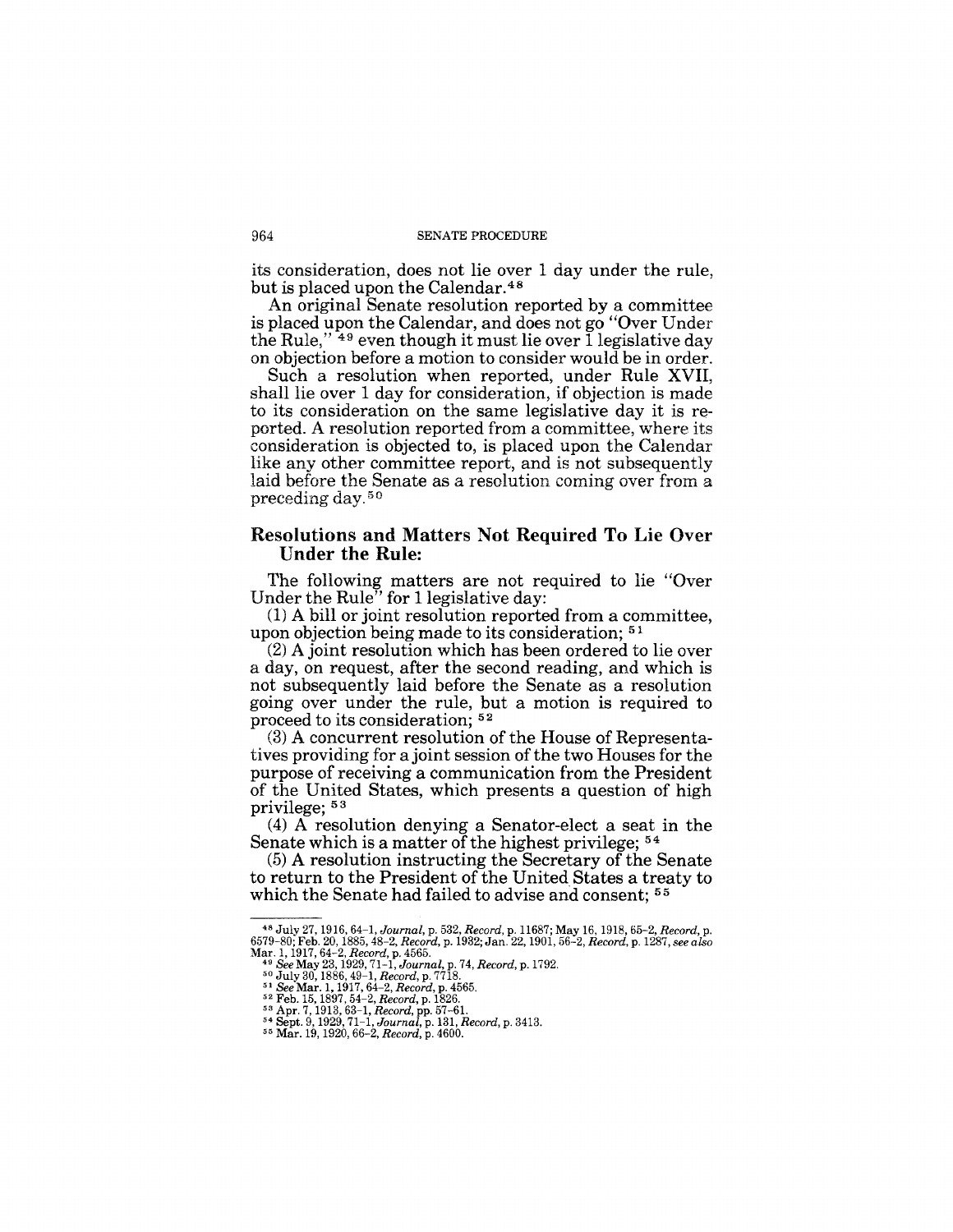its consideration, does not lie over 1 day under the rule, but is placed upon the Calendar.[48]

An original Senate resolution reported by a committee is placed upon the Calendar, and does not go "Over Under the Rule," [49] even though it must lie over 1 legislative day on objection before a motion to consider would be in order.

Such a resolution when reported, under Rule XVII, shall lie over 1 day for consideration, if objection is made to its consideration on the same legislative day it is reported. A resolution reported from a committee, where its consideration is objected to, is placed upon the Calendar like any other committee report, and is not subsequently laid before the Senate as a resolution coming over from a preceding day.[50]

## Resolutions and Matters Not Required To Lie Over Under the Rule:

The following matters are not required to lie "Over Under the Rule" for 1 legislative day:

(1) A bill or joint resolution reported from a committee, upon objection being made to its consideration; [51]

(2) A joint resolution which has been ordered to lie over a day, on request, after the second reading, and which is not subsequently laid before the Senate as a resolution going over under the rule, but a motion is required to proceed to its consideration; [52]

(3) A concurrent resolution of the House of Representatives providing for a joint session of the two Houses for the purpose of receiving a communication from the President of the United States, which presents a question of high privilege; [53]

(4) A resolution denying a Senator-elect a seat in the Senate which is a matter of the highest privilege; [54]

(5) A resolution instructing the Secretary of the Senate to return to the President of the United States a treaty to which the Senate had failed to advise and consent; [55]

---

[48] July 27, 1916, 64-1, *Journal*, p. 532, *Record*, p. 11687; May 16, 1918, 65-2, *Record*, p. 6579-80; Feb. 20, 1885, 48-2, *Record*, p. 1932; Jan. 22, 1901, 56-2, *Record*, p. 1287, *see also* Mar. 1, 1917, 64-2, *Record*, p. 4565.

[49] *See* May 23, 1929, 71-1, *Journal*, p. 74, *Record*, p. 1792.

[50] July 30, 1886, 49-1, *Record*, p. 7718.

[51] *See* Mar. 1, 1917, 64-2, *Record*, p. 4565.

[52] Feb. 15, 1897, 54-2, *Record*, p. 1826.

[53] Apr. 7, 1913, 63-1, *Record*, pp. 57-61.

[54] Sept. 9, 1929, 71-1, *Journal*, p. 131, *Record*, p. 3413.

[55] Mar. 19, 1920, 66-2, *Record*, p. 4600.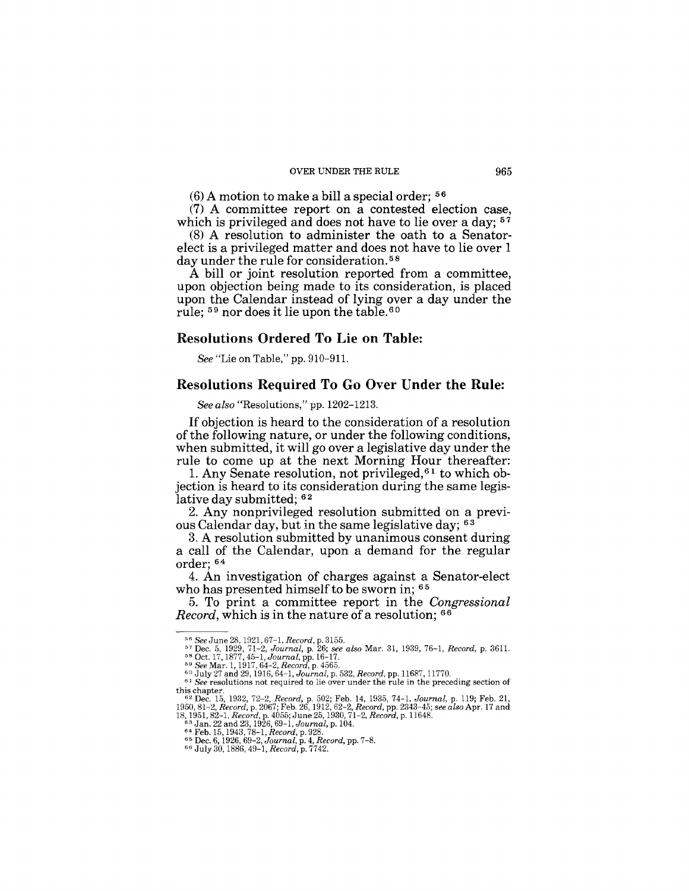(6) A motion to make a bill a special order; [56]

(7) A committee report on a contested election case, which is privileged and does not have to lie over a day; [57]

(8) A resolution to administer the oath to a Senator-elect is a privileged matter and does not have to lie over 1 day under the rule for consideration.[58]

A bill or joint resolution reported from a committee, upon objection being made to its consideration, is placed upon the Calendar instead of lying over a day under the rule; [59] nor does it lie upon the table.[60]

## Resolutions Ordered To Lie on Table:

*See* "Lie on Table," pp. 910–911.

## Resolutions Required To Go Over Under the Rule:

*See also* "Resolutions," pp. 1202–1213.

If objection is heard to the consideration of a resolution of the following nature, or under the following conditions, when submitted, it will go over a legislative day under the rule to come up at the next Morning Hour thereafter:

1. Any Senate resolution, not privileged,[61] to which objection is heard to its consideration during the same legislative day submitted; [62]

2. Any nonprivileged resolution submitted on a previous Calendar day, but in the same legislative day; [63]

3. A resolution submitted by unanimous consent during a call of the Calendar, upon a demand for the regular order; [64]

4. An investigation of charges against a Senator-elect who has presented himself to be sworn in; [65]

5. To print a committee report in the *Congressional Record*, which is in the nature of a resolution; [66]

---

[56] *See* June 28, 1921, 67–1, *Record*, p. 3155.

[57] Dec. 5, 1929, 71–2, *Journal*, p. 26; *see also* Mar. 31, 1939, 76–1, *Record*, p. 3611.

[58] Oct. 17, 1877, 45–1, *Journal*, pp. 16–17.

[59] *See* Mar. 1, 1917, 64–2, *Record*, p. 4565.

[60] July 27 and 29, 1916, 64–1, *Journal*, p. 532, *Record*, pp. 11687, 11770.

[61] *See* resolutions not required to lie over under the rule in the preceding section of this chapter.

[62] Dec. 15, 1932, 72–2, *Record*, p. 502; Feb. 14, 1935, 74–1, *Journal*, p. 119; Feb. 21, 1950, 81–2, *Record*, p. 2067; Feb. 26, 1912, 62–2, *Record*, pp. 2343–45; *see also* Apr. 17 and 18, 1951, 82–1, *Record*, p. 4055; June 25, 1930, 71–2, *Record*, p. 11648.

[63] Jan. 22 and 23, 1926, 69–1, *Journal*, p. 104.

[64] Feb. 15, 1943, 78–1, *Record*, p. 928.

[65] Dec. 6, 1926, 69–2, *Journal*, p. 4, *Record*, pp. 7–8.

[66] July 30, 1886, 49–1, *Record*, p. 7742.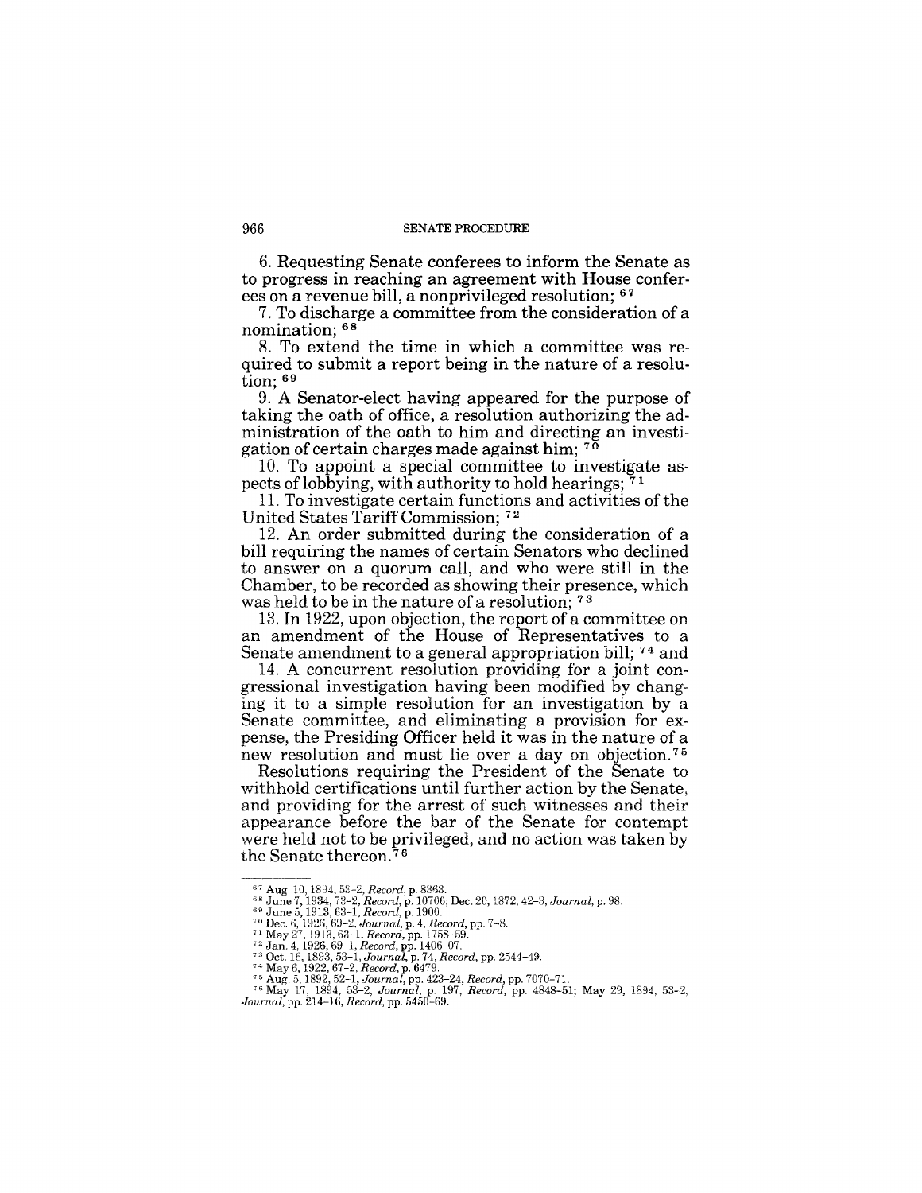6. Requesting Senate conferees to inform the Senate as to progress in reaching an agreement with House conferees on a revenue bill, a nonprivileged resolution; [67]

7. To discharge a committee from the consideration of a nomination; [68]

8. To extend the time in which a committee was required to submit a report being in the nature of a resolution; [69]

9. A Senator-elect having appeared for the purpose of taking the oath of office, a resolution authorizing the administration of the oath to him and directing an investigation of certain charges made against him; [70]

10. To appoint a special committee to investigate aspects of lobbying, with authority to hold hearings; [71]

11. To investigate certain functions and activities of the United States Tariff Commission; [72]

12. An order submitted during the consideration of a bill requiring the names of certain Senators who declined to answer on a quorum call, and who were still in the Chamber, to be recorded as showing their presence, which was held to be in the nature of a resolution; [73]

13. In 1922, upon objection, the report of a committee on an amendment of the House of Representatives to a Senate amendment to a general appropriation bill; [74] and

14. A concurrent resolution providing for a joint congressional investigation having been modified by changing it to a simple resolution for an investigation by a Senate committee, and eliminating a provision for expense, the Presiding Officer held it was in the nature of a new resolution and must lie over a day on objection.[75]

Resolutions requiring the President of the Senate to withhold certifications until further action by the Senate, and providing for the arrest of such witnesses and their appearance before the bar of the Senate for contempt were held not to be privileged, and no action was taken by the Senate thereon.[76]

---

[67] Aug. 10, 1894, 53-2, *Record*, p. 8363.

[68] June 7, 1934, 73-2, *Record*, p. 10706; Dec. 20, 1872, 42-3, *Journal*, p. 98.

[69] June 5, 1913, 63-1, *Record*, p. 1900.

[70] Dec. 6, 1926, 69-2, *Journal*, p. 4, *Record*, pp. 7-8.

[71] May 27, 1913, 63-1, *Record*, pp. 1758-59.

[72] Jan. 4, 1926, 69-1, *Record*, pp. 1406-07.

[73] Oct. 16, 1893, 53-1, *Journal*, p. 74, *Record*, pp. 2544-49.

[74] May 6, 1922, 67-2, *Record*, p. 6479.

[75] Aug. 5, 1892, 52-1, *Journal*, pp. 423-24, *Record*, pp. 7070-71.

[76] May 17, 1894, 53-2, *Journal*, p. 197, *Record*, pp. 4848-51; May 29, 1894, 53-2, *Journal*, pp. 214-16, *Record*, pp. 5450-69.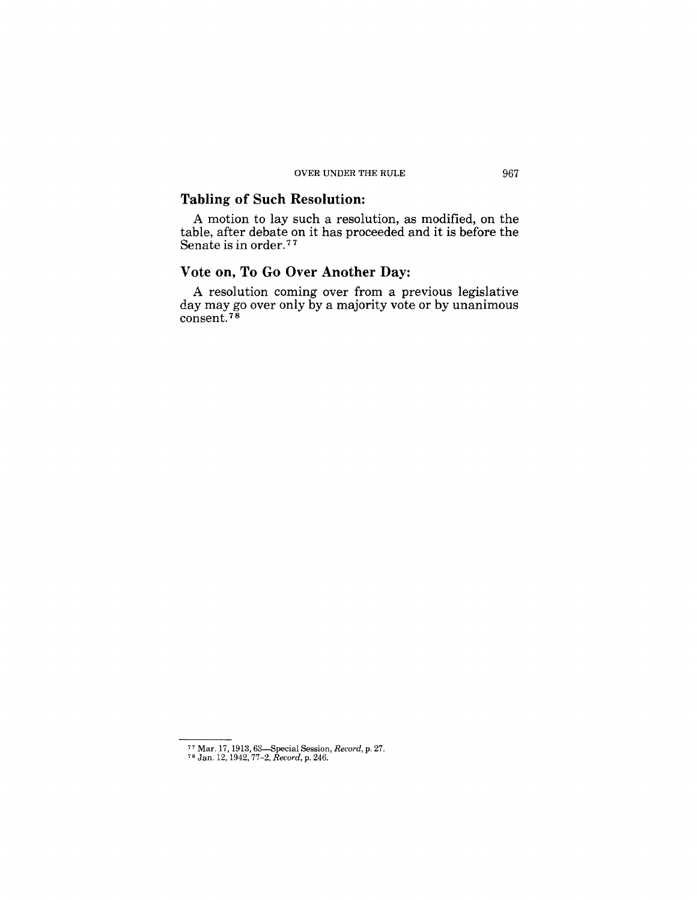## Tabling of Such Resolution:

A motion to lay such a resolution, as modified, on the table, after debate on it has proceeded and it is before the Senate is in order.[77]

## Vote on, To Go Over Another Day:

A resolution coming over from a previous legislative day may go over only by a majority vote or by unanimous consent.[78]

---

[77] Mar. 17, 1913, 63—Special Session, *Record*, p. 27.

[78] Jan. 12, 1942, 77–2, *Record*, p. 246.